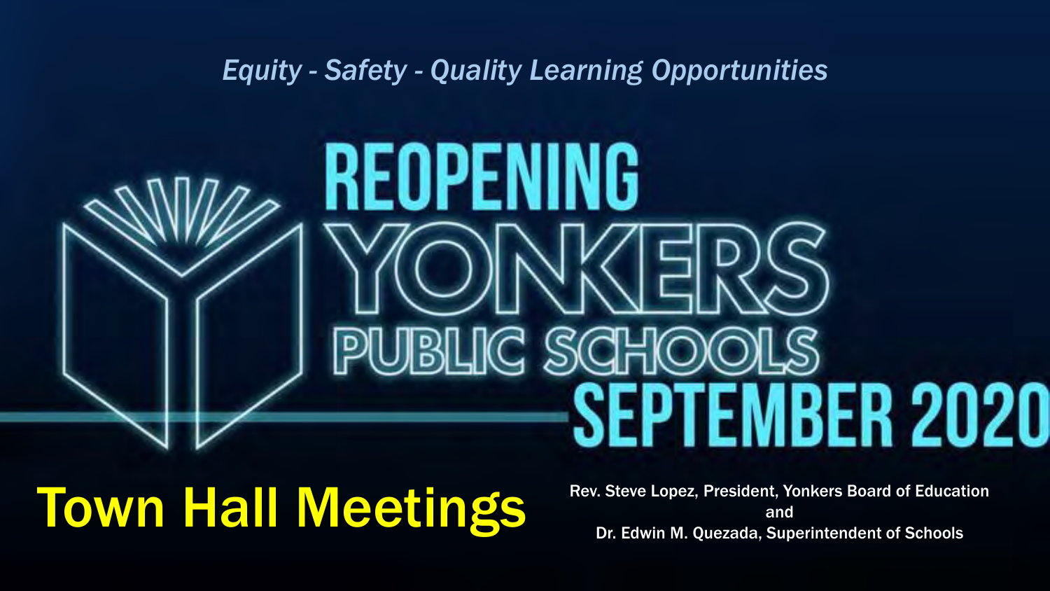*Equity - Safety - Quality Learning Opportunities*

# REOPENING YONKERS PUBLIC SCHOOLS SEPTEMBER 2020

## Town Hall Meetings

Rev. Steve Lopez, President, Yonkers Board of Education
and
Dr. Edwin M. Quezada, Superintendent of Schools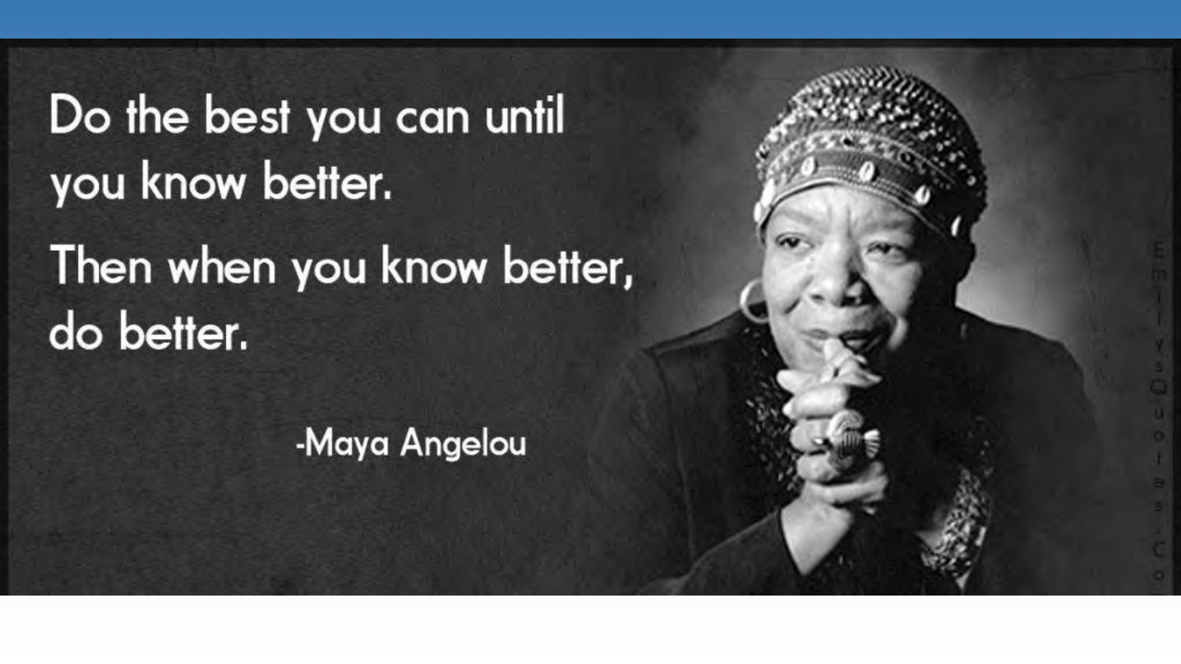Do the best you can until you know better.

Then when you know better, do better.

-Maya Angelou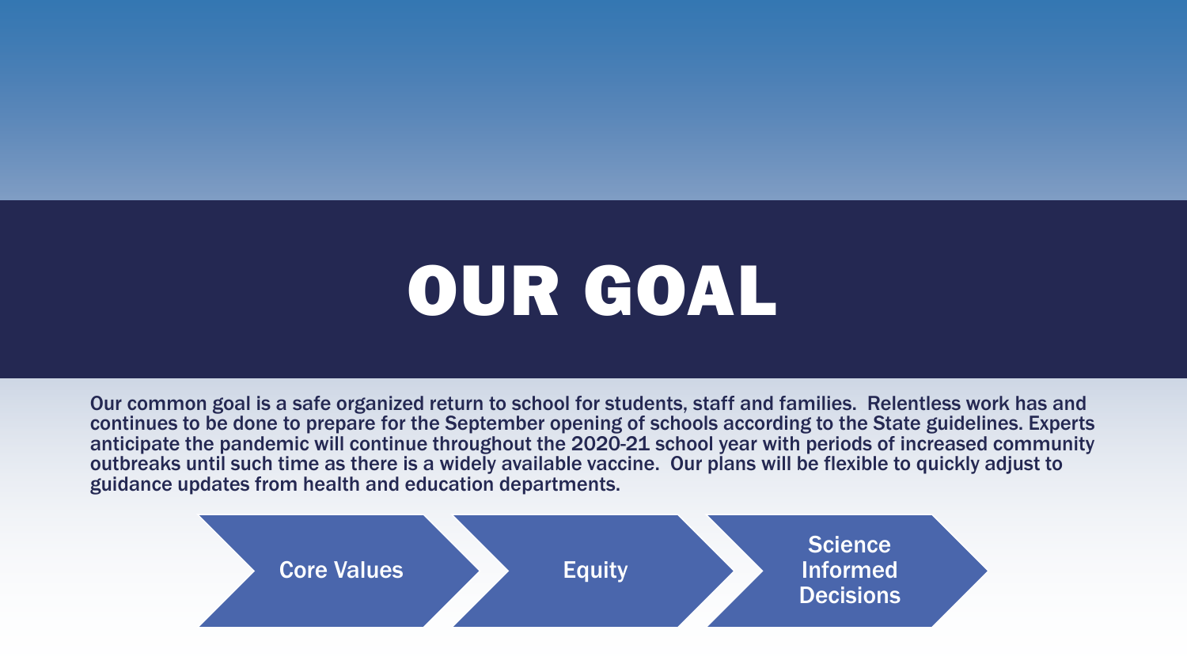# OUR GOAL

Our common goal is a safe organized return to school for students, staff and families. Relentless work has and continues to be done to prepare for the September opening of schools according to the State guidelines. Experts anticipate the pandemic will continue throughout the 2020-21 school year with periods of increased community outbreaks until such time as there is a widely available vaccine. Our plans will be flexible to quickly adjust to guidance updates from health and education departments.

- Core Values
- Equity
- Science Informed Decisions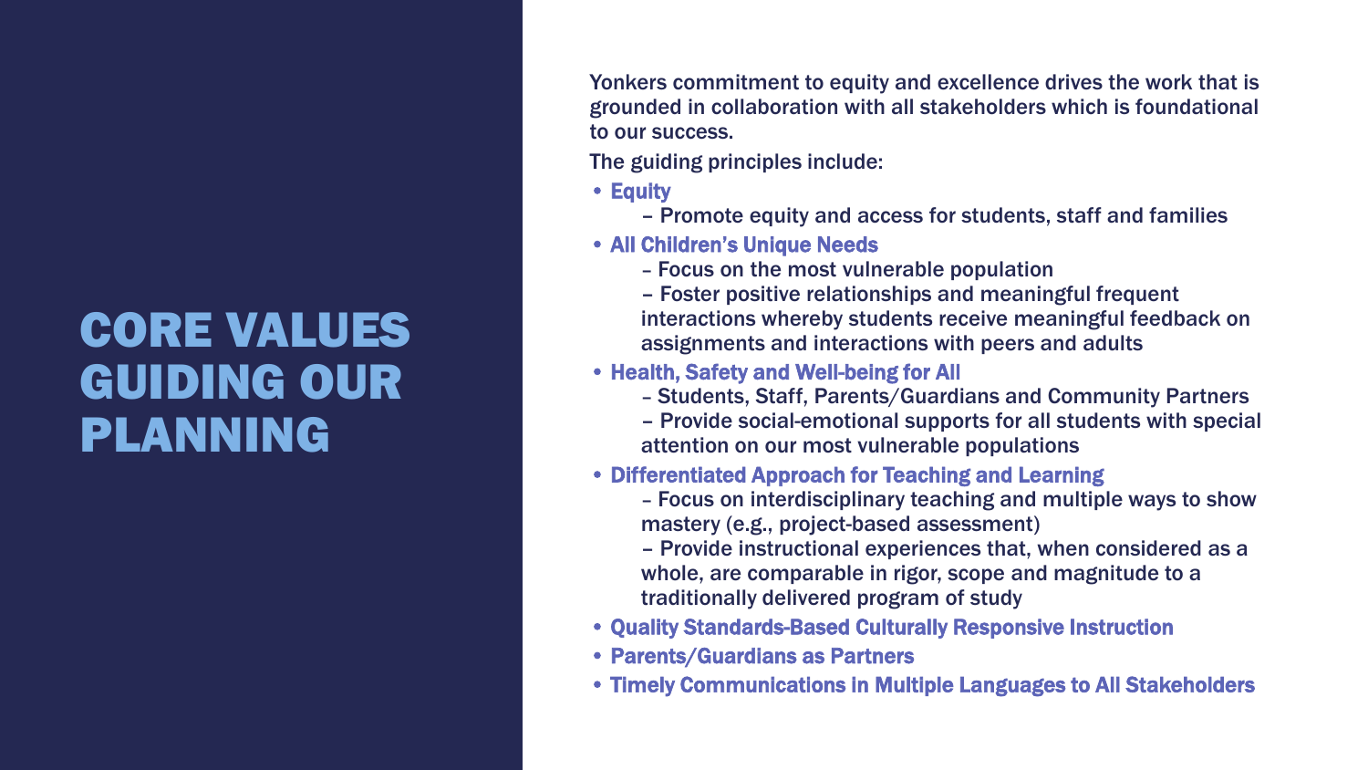# CORE VALUES GUIDING OUR PLANNING

Yonkers commitment to equity and excellence drives the work that is grounded in collaboration with all stakeholders which is foundational to our success.

The guiding principles include:

- **Equity**
  - – Promote equity and access for students, staff and families
- **All Children's Unique Needs**
  - – Focus on the most vulnerable population
  - – Foster positive relationships and meaningful frequent interactions whereby students receive meaningful feedback on assignments and interactions with peers and adults
- **Health, Safety and Well-being for All**
  - – Students, Staff, Parents/Guardians and Community Partners
  - – Provide social-emotional supports for all students with special attention on our most vulnerable populations
- **Differentiated Approach for Teaching and Learning**
  - – Focus on interdisciplinary teaching and multiple ways to show mastery (e.g., project-based assessment)
  - – Provide instructional experiences that, when considered as a whole, are comparable in rigor, scope and magnitude to a traditionally delivered program of study
- **Quality Standards-Based Culturally Responsive Instruction**
- **Parents/Guardians as Partners**
- **Timely Communications in Multiple Languages to All Stakeholders**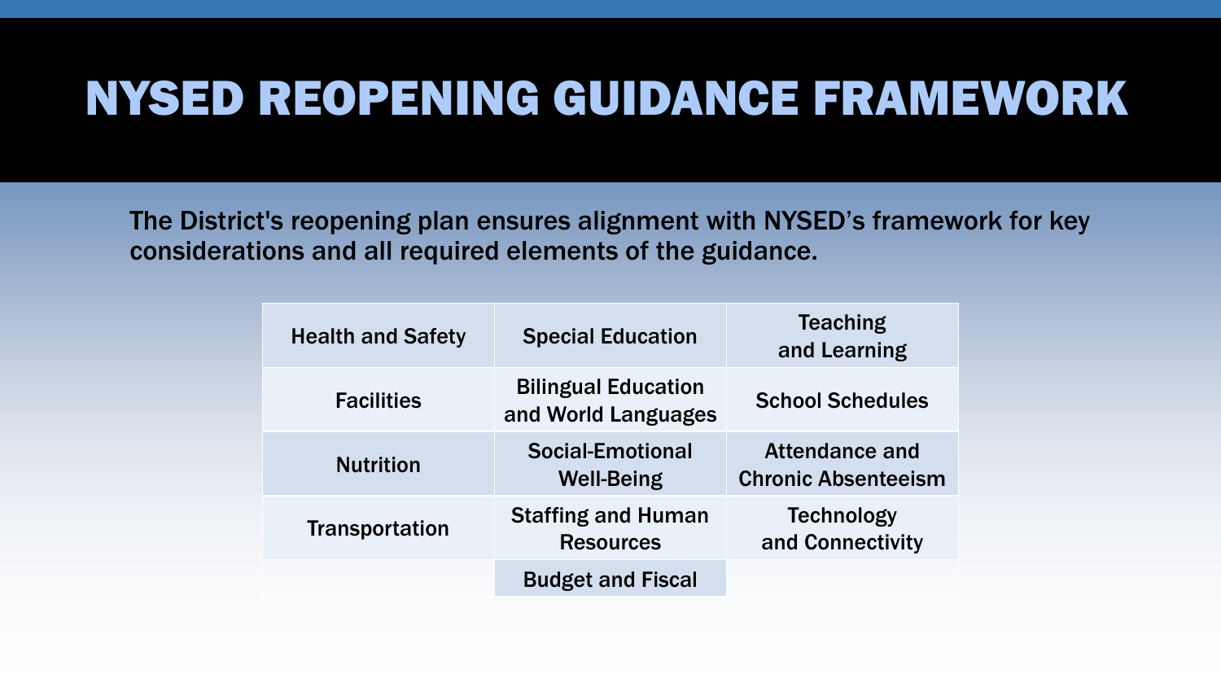# NYSED REOPENING GUIDANCE FRAMEWORK

The District's reopening plan ensures alignment with NYSED's framework for key considerations and all required elements of the guidance.

| | | |
|---|---|---|
| Health and Safety | Special Education | Teaching and Learning |
| Facilities | Bilingual Education and World Languages | School Schedules |
| Nutrition | Social-Emotional Well-Being | Attendance and Chronic Absenteeism |
| Transportation | Staffing and Human Resources | Technology and Connectivity |
| | Budget and Fiscal | |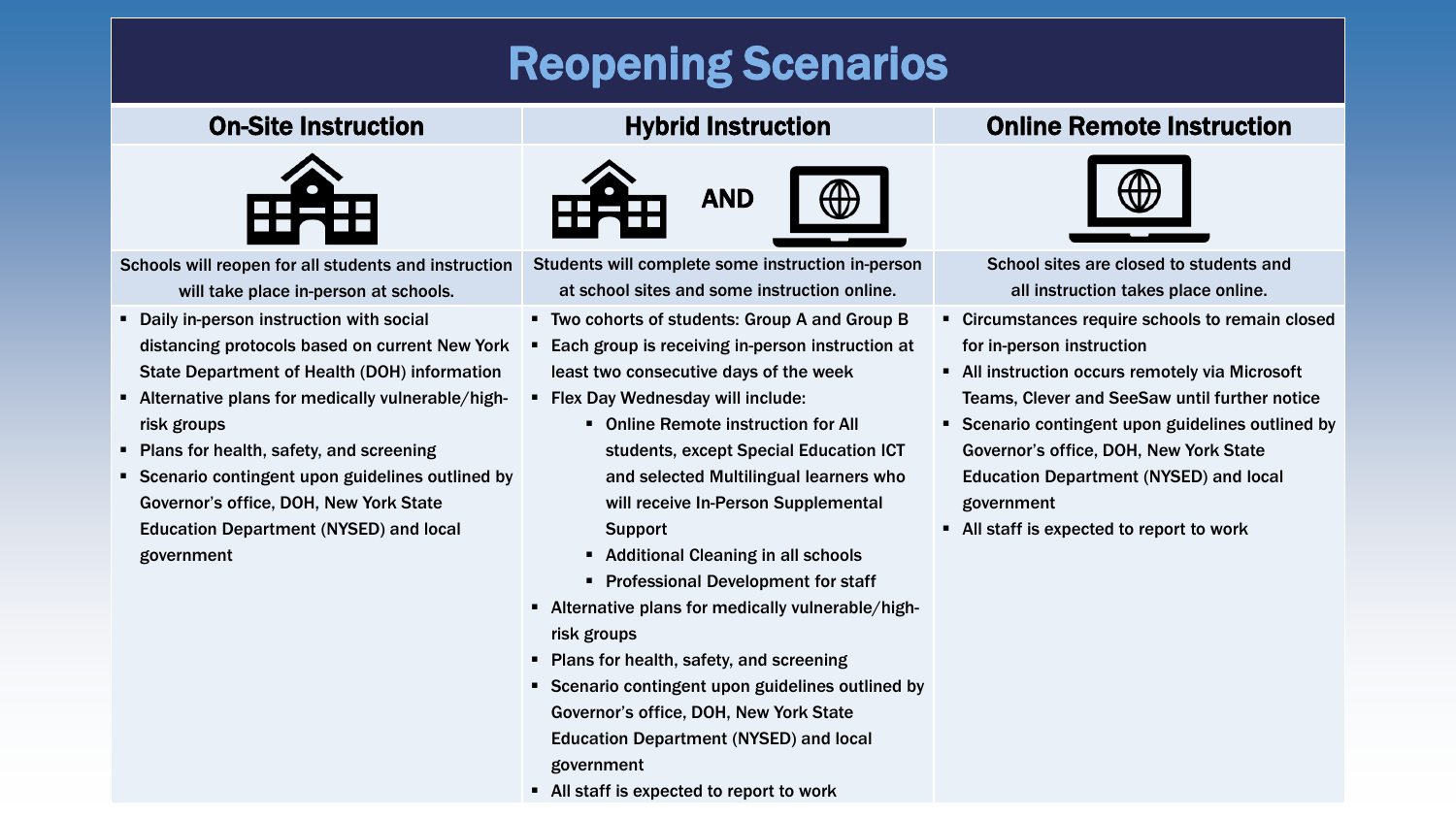# Reopening Scenarios

## On-Site Instruction

**Schools will reopen for all students and instruction will take place in-person at schools.**

- Daily in-person instruction with social distancing protocols based on current New York State Department of Health (DOH) information
- Alternative plans for medically vulnerable/high-risk groups
- Plans for health, safety, and screening
- Scenario contingent upon guidelines outlined by Governor's office, DOH, New York State Education Department (NYSED) and local government

## Hybrid Instruction

AND

**Students will complete some instruction in-person at school sites and some instruction online.**

- Two cohorts of students: Group A and Group B
- Each group is receiving in-person instruction at least two consecutive days of the week
- Flex Day Wednesday will include:
  - Online Remote instruction for All students, except Special Education ICT and selected Multilingual learners who will receive In-Person Supplemental Support
  - Additional Cleaning in all schools
  - Professional Development for staff
- Alternative plans for medically vulnerable/high-risk groups
- Plans for health, safety, and screening
- Scenario contingent upon guidelines outlined by Governor's office, DOH, New York State Education Department (NYSED) and local government
- All staff is expected to report to work

## Online Remote Instruction

**School sites are closed to students and all instruction takes place online.**

- Circumstances require schools to remain closed for in-person instruction
- All instruction occurs remotely via Microsoft Teams, Clever and SeeSaw until further notice
- Scenario contingent upon guidelines outlined by Governor's office, DOH, New York State Education Department (NYSED) and local government
- All staff is expected to report to work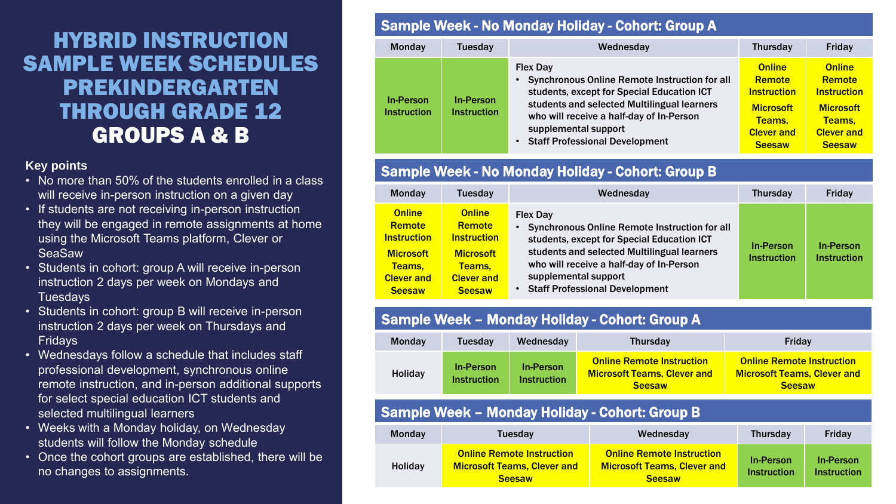# HYBRID INSTRUCTION SAMPLE WEEK SCHEDULES PREKINDERGARTEN THROUGH GRADE 12 GROUPS A & B

**Key points**

- No more than 50% of the students enrolled in a class will receive in-person instruction on a given day
- If students are not receiving in-person instruction they will be engaged in remote assignments at home using the Microsoft Teams platform, Clever or SeaSaw
- Students in cohort: group A will receive in-person instruction 2 days per week on Mondays and Tuesdays
- Students in cohort: group B will receive in-person instruction 2 days per week on Thursdays and Fridays
- Wednesdays follow a schedule that includes staff professional development, synchronous online remote instruction, and in-person additional supports for select special education ICT students and selected multilingual learners
- Weeks with a Monday holiday, on Wednesday students will follow the Monday schedule
- Once the cohort groups are established, there will be no changes to assignments.

## Sample Week - No Monday Holiday - Cohort: Group A

| Monday | Tuesday | Wednesday | Thursday | Friday |
|---|---|---|---|---|
| In-Person Instruction | In-Person Instruction | Flex Day<br>• Synchronous Online Remote Instruction for all students, except for Special Education ICT students and selected Multilingual learners who will receive a half-day of In-Person supplemental support<br>• Staff Professional Development | Online Remote Instruction<br>Microsoft Teams, Clever and Seesaw | Online Remote Instruction<br>Microsoft Teams, Clever and Seesaw |

## Sample Week - No Monday Holiday - Cohort: Group B

| Monday | Tuesday | Wednesday | Thursday | Friday |
|---|---|---|---|---|
| Online Remote Instruction<br>Microsoft Teams, Clever and Seesaw | Online Remote Instruction<br>Microsoft Teams, Clever and Seesaw | Flex Day<br>• Synchronous Online Remote Instruction for all students, except for Special Education ICT students and selected Multilingual learners who will receive a half-day of In-Person supplemental support<br>• Staff Professional Development | In-Person Instruction | In-Person Instruction |

## Sample Week – Monday Holiday - Cohort: Group A

| Monday | Tuesday | Wednesday | Thursday | Friday |
|---|---|---|---|---|
| Holiday | In-Person Instruction | In-Person Instruction | Online Remote Instruction Microsoft Teams, Clever and Seesaw | Online Remote Instruction Microsoft Teams, Clever and Seesaw |

## Sample Week – Monday Holiday - Cohort: Group B

| Monday | Tuesday | Wednesday | Thursday | Friday |
|---|---|---|---|---|
| Holiday | Online Remote Instruction Microsoft Teams, Clever and Seesaw | Online Remote Instruction Microsoft Teams, Clever and Seesaw | In-Person Instruction | In-Person Instruction |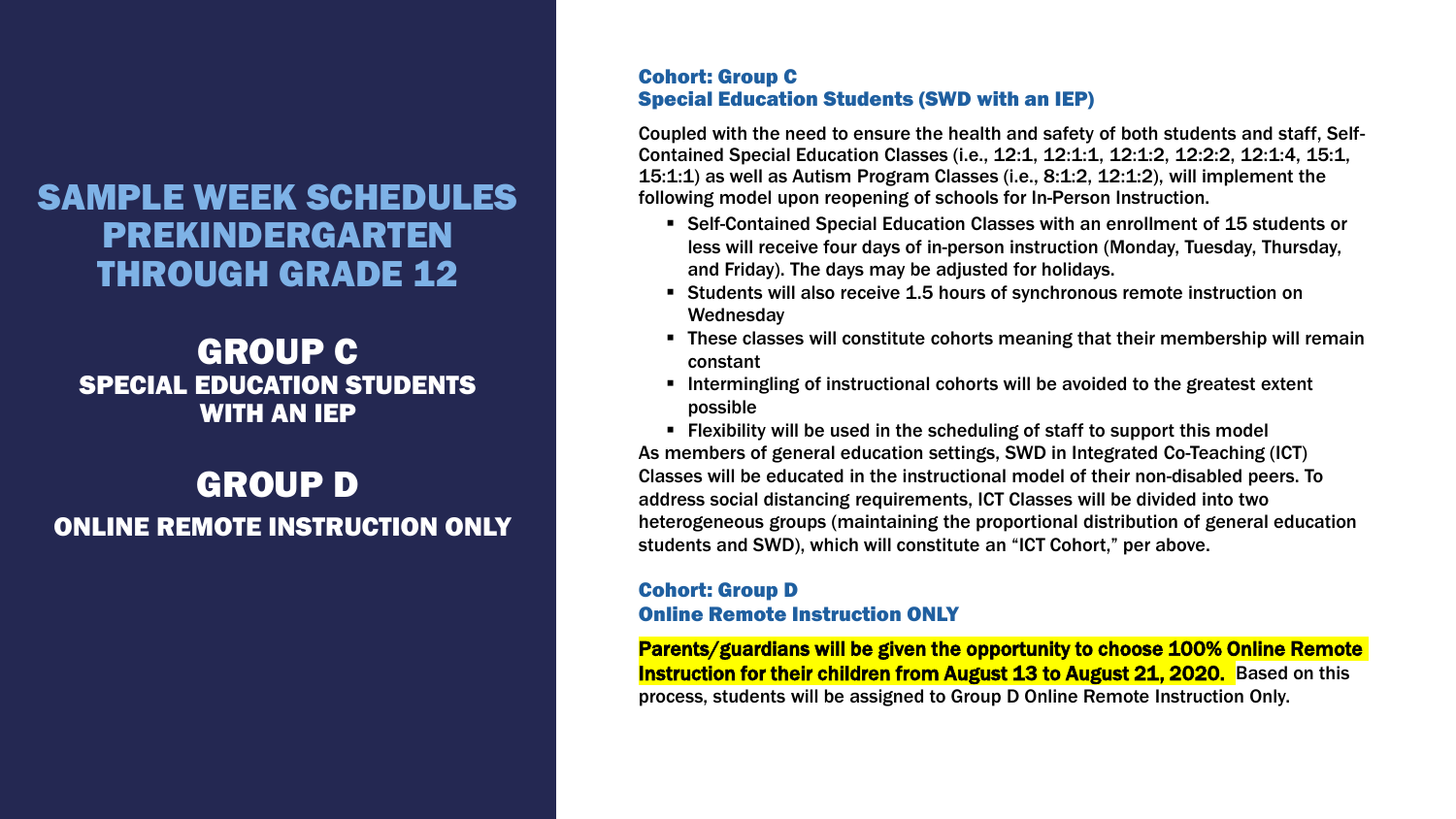# SAMPLE WEEK SCHEDULES PREKINDERGARTEN THROUGH GRADE 12

## GROUP C
### SPECIAL EDUCATION STUDENTS WITH AN IEP

## GROUP D
### ONLINE REMOTE INSTRUCTION ONLY

**Cohort: Group C**
**Special Education Students (SWD with an IEP)**

Coupled with the need to ensure the health and safety of both students and staff, Self-Contained Special Education Classes (i.e., 12:1, 12:1:1, 12:1:2, 12:2:2, 12:1:4, 15:1, 15:1:1) as well as Autism Program Classes (i.e., 8:1:2, 12:1:2), will implement the following model upon reopening of schools for In-Person Instruction.

- Self-Contained Special Education Classes with an enrollment of 15 students or less will receive four days of in-person instruction (Monday, Tuesday, Thursday, and Friday). The days may be adjusted for holidays.
- Students will also receive 1.5 hours of synchronous remote instruction on Wednesday
- These classes will constitute cohorts meaning that their membership will remain constant
- Intermingling of instructional cohorts will be avoided to the greatest extent possible
- Flexibility will be used in the scheduling of staff to support this model

As members of general education settings, SWD in Integrated Co-Teaching (ICT) Classes will be educated in the instructional model of their non-disabled peers. To address social distancing requirements, ICT Classes will be divided into two heterogeneous groups (maintaining the proportional distribution of general education students and SWD), which will constitute an "ICT Cohort," per above.

**Cohort: Group D**
**Online Remote Instruction ONLY**

**Parents/guardians will be given the opportunity to choose 100% Online Remote Instruction for their children from August 13 to August 21, 2020.** Based on this process, students will be assigned to Group D Online Remote Instruction Only.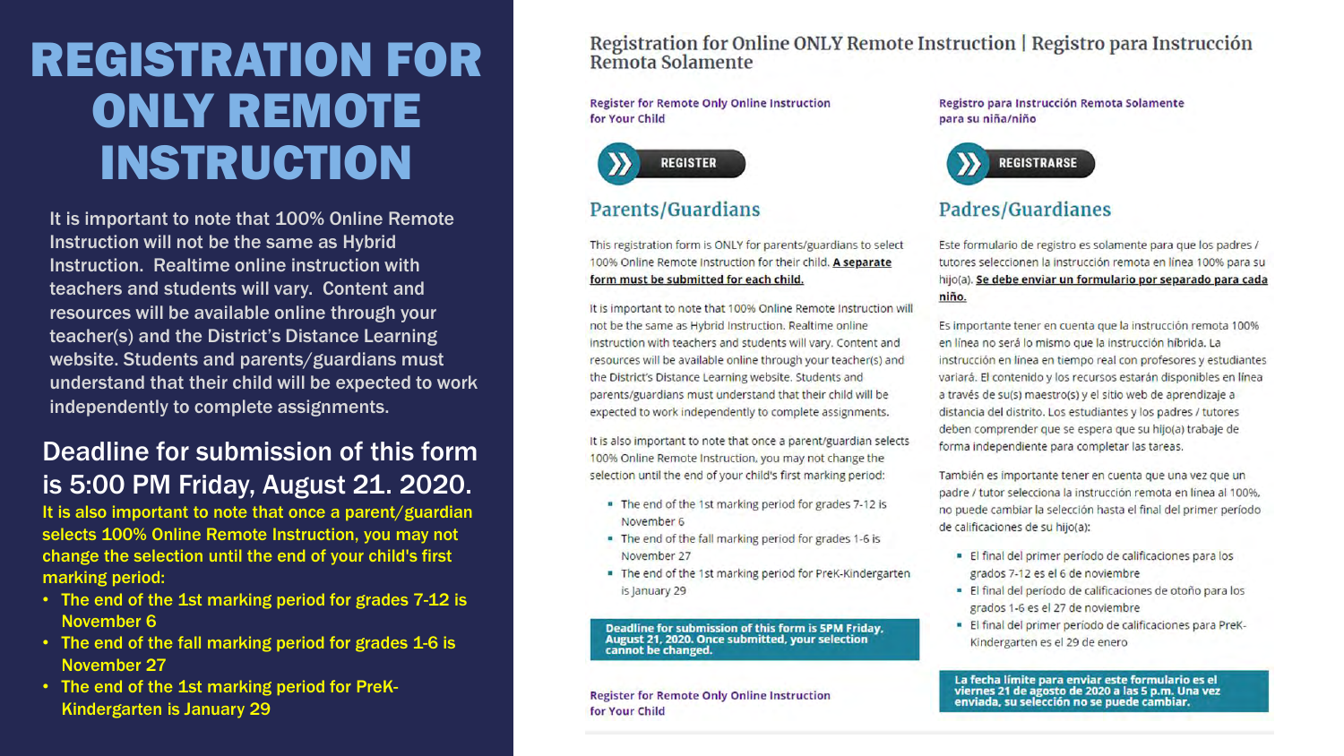# REGISTRATION FOR ONLY REMOTE INSTRUCTION

It is important to note that 100% Online Remote Instruction will not be the same as Hybrid Instruction. Realtime online instruction with teachers and students will vary. Content and resources will be available online through your teacher(s) and the District's Distance Learning website. Students and parents/guardians must understand that their child will be expected to work independently to complete assignments.

## Deadline for submission of this form is 5:00 PM Friday, August 21. 2020.

It is also important to note that once a parent/guardian selects 100% Online Remote Instruction, you may not change the selection until the end of your child's first marking period:

- The end of the 1st marking period for grades 7-12 is November 6
- The end of the fall marking period for grades 1-6 is November 27
- The end of the 1st marking period for PreK-Kindergarten is January 29

## Registration for Online ONLY Remote Instruction | Registro para Instrucción Remota Solamente

Register for Remote Only Online Instruction for Your Child

REGISTER

### Parents/Guardians

This registration form is ONLY for parents/guardians to select 100% Online Remote Instruction for their child. **A separate form must be submitted for each child.**

It is important to note that 100% Online Remote Instruction will not be the same as Hybrid Instruction. Realtime online instruction with teachers and students will vary. Content and resources will be available online through your teacher(s) and the District's Distance Learning website. Students and parents/guardians must understand that their child will be expected to work independently to complete assignments.

It is also important to note that once a parent/guardian selects 100% Online Remote Instruction, you may not change the selection until the end of your child's first marking period:

- The end of the 1st marking period for grades 7-12 is November 6
- The end of the fall marking period for grades 1-6 is November 27
- The end of the 1st marking period for PreK-Kindergarten is January 29

**Deadline for submission of this form is 5PM Friday, August 21, 2020. Once submitted, your selection cannot be changed.**

Register for Remote Only Online Instruction for Your Child

Registro para Instrucción Remota Solamente para su niña/niño

REGISTRARSE

### Padres/Guardianes

Este formulario de registro es solamente para que los padres / tutores seleccionen la instrucción remota en línea 100% para su hijo(a). **Se debe enviar un formulario por separado para cada niño.**

Es importante tener en cuenta que la instrucción remota 100% en línea no será lo mismo que la instrucción híbrida. La instrucción en línea en tiempo real con profesores y estudiantes variará. El contenido y los recursos estarán disponibles en línea a través de su(s) maestro(s) y el sitio web de aprendizaje a distancia del distrito. Los estudiantes y los padres / tutores deben comprender que se espera que su hijo(a) trabaje de forma independiente para completar las tareas.

También es importante tener en cuenta que una vez que un padre / tutor selecciona la instrucción remota en línea al 100%, no puede cambiar la selección hasta el final del primer período de calificaciones de su hijo(a):

- El final del primer período de calificaciones para los grados 7-12 es el 6 de noviembre
- El final del período de calificaciones de otoño para los grados 1-6 es el 27 de noviembre
- El final del primer período de calificaciones para PreK-Kindergarten es el 29 de enero

**La fecha límite para enviar este formulario es el viernes 21 de agosto de 2020 a las 5 p.m. Una vez enviada, su selección no se puede cambiar.**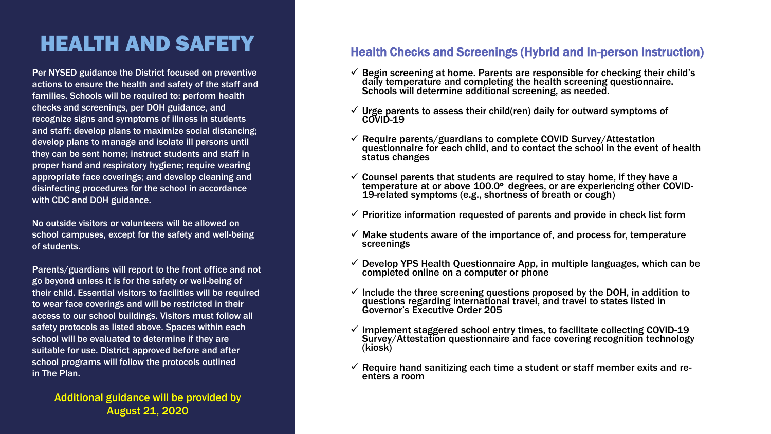# HEALTH AND SAFETY

Per NYSED guidance the District focused on preventive actions to ensure the health and safety of the staff and families. Schools will be required to: perform health checks and screenings, per DOH guidance, and recognize signs and symptoms of illness in students and staff; develop plans to maximize social distancing; develop plans to manage and isolate ill persons until they can be sent home; instruct students and staff in proper hand and respiratory hygiene; require wearing appropriate face coverings; and develop cleaning and disinfecting procedures for the school in accordance with CDC and DOH guidance.

No outside visitors or volunteers will be allowed on school campuses, except for the safety and well-being of students.

Parents/guardians will report to the front office and not go beyond unless it is for the safety or well-being of their child. Essential visitors to facilities will be required to wear face coverings and will be restricted in their access to our school buildings. Visitors must follow all safety protocols as listed above. Spaces within each school will be evaluated to determine if they are suitable for use. District approved before and after school programs will follow the protocols outlined in The Plan.

**Additional guidance will be provided by August 21, 2020**

## Health Checks and Screenings (Hybrid and In-person Instruction)

- ✓ Begin screening at home. Parents are responsible for checking their child's daily temperature and completing the health screening questionnaire. Schools will determine additional screening, as needed.
- ✓ Urge parents to assess their child(ren) daily for outward symptoms of COVID-19
- ✓ Require parents/guardians to complete COVID Survey/Attestation questionnaire for each child, and to contact the school in the event of health status changes
- ✓ Counsel parents that students are required to stay home, if they have a temperature at or above 100.0º degrees, or are experiencing other COVID-19-related symptoms (e.g., shortness of breath or cough)
- ✓ Prioritize information requested of parents and provide in check list form
- ✓ Make students aware of the importance of, and process for, temperature screenings
- ✓ Develop YPS Health Questionnaire App, in multiple languages, which can be completed online on a computer or phone
- ✓ Include the three screening questions proposed by the DOH, in addition to questions regarding international travel, and travel to states listed in Governor's Executive Order 205
- ✓ Implement staggered school entry times, to facilitate collecting COVID-19 Survey/Attestation questionnaire and face covering recognition technology (kiosk)
- ✓ Require hand sanitizing each time a student or staff member exits and re-enters a room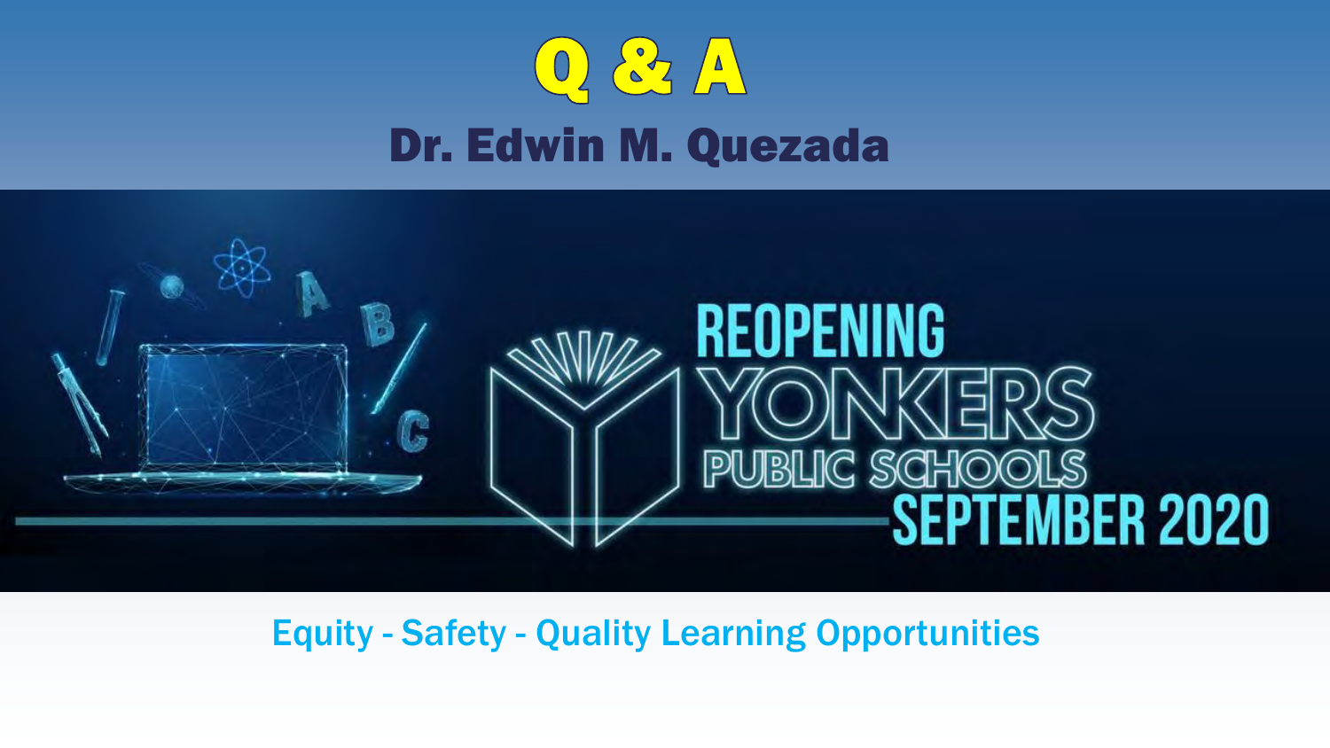# Q & A

## Dr. Edwin M. Quezada

REOPENING YONKERS PUBLIC SCHOOLS SEPTEMBER 2020

Equity - Safety - Quality Learning Opportunities